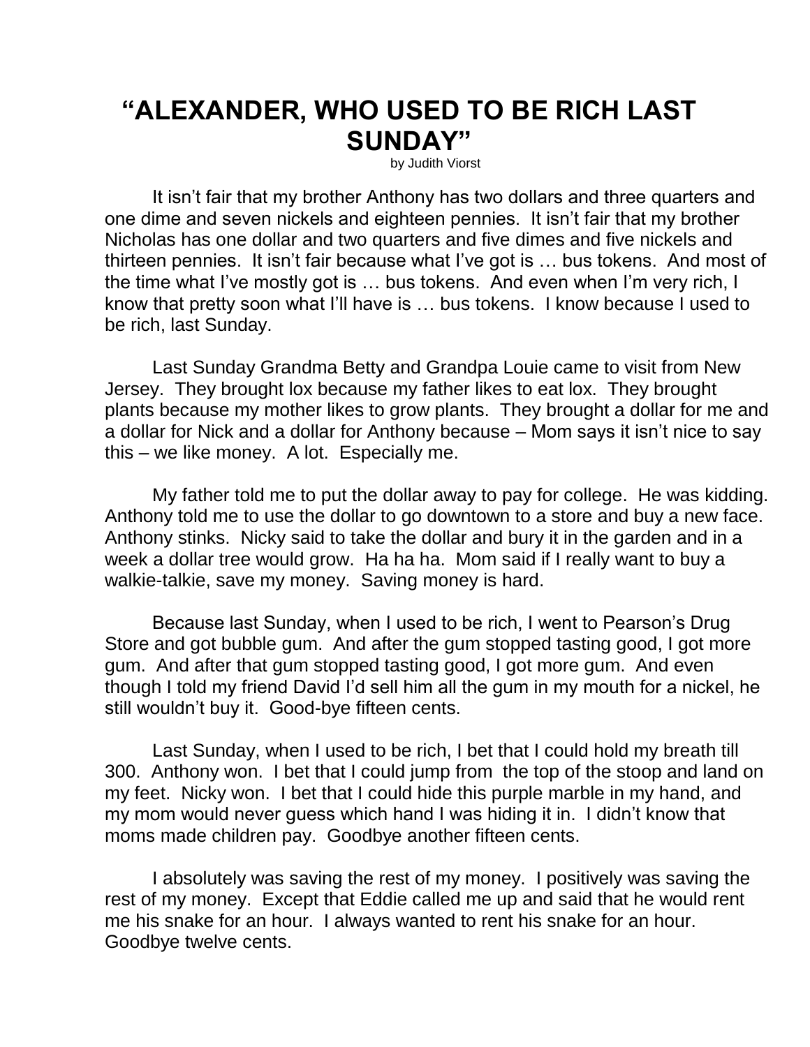# "ALEXANDER, WHO USED TO BE RICH LAST SUNDAY"

by Judith Viorst

It isn't fair that my brother Anthony has two dollars and three quarters and one dime and seven nickels and eighteen pennies. It isn't fair that my brother Nicholas has one dollar and two quarters and five dimes and five nickels and thirteen pennies. It isn't fair because what I've got is … bus tokens. And most of the time what I've mostly got is … bus tokens. And even when I'm very rich, I know that pretty soon what I'll have is … bus tokens. I know because I used to be rich, last Sunday.

Last Sunday Grandma Betty and Grandpa Louie came to visit from New Jersey. They brought lox because my father likes to eat lox. They brought plants because my mother likes to grow plants. They brought a dollar for me and a dollar for Nick and a dollar for Anthony because – Mom says it isn't nice to say this – we like money. A lot. Especially me.

My father told me to put the dollar away to pay for college. He was kidding. Anthony told me to use the dollar to go downtown to a store and buy a new face. Anthony stinks. Nicky said to take the dollar and bury it in the garden and in a week a dollar tree would grow. Ha ha ha. Mom said if I really want to buy a walkie-talkie, save my money. Saving money is hard.

Because last Sunday, when I used to be rich, I went to Pearson's Drug Store and got bubble gum. And after the gum stopped tasting good, I got more gum. And after that gum stopped tasting good, I got more gum. And even though I told my friend David I'd sell him all the gum in my mouth for a nickel, he still wouldn't buy it. Good-bye fifteen cents.

Last Sunday, when I used to be rich, I bet that I could hold my breath till 300. Anthony won. I bet that I could jump from the top of the stoop and land on my feet. Nicky won. I bet that I could hide this purple marble in my hand, and my mom would never guess which hand I was hiding it in. I didn't know that moms made children pay. Goodbye another fifteen cents.

I absolutely was saving the rest of my money. I positively was saving the rest of my money. Except that Eddie called me up and said that he would rent me his snake for an hour. I always wanted to rent his snake for an hour. Goodbye twelve cents.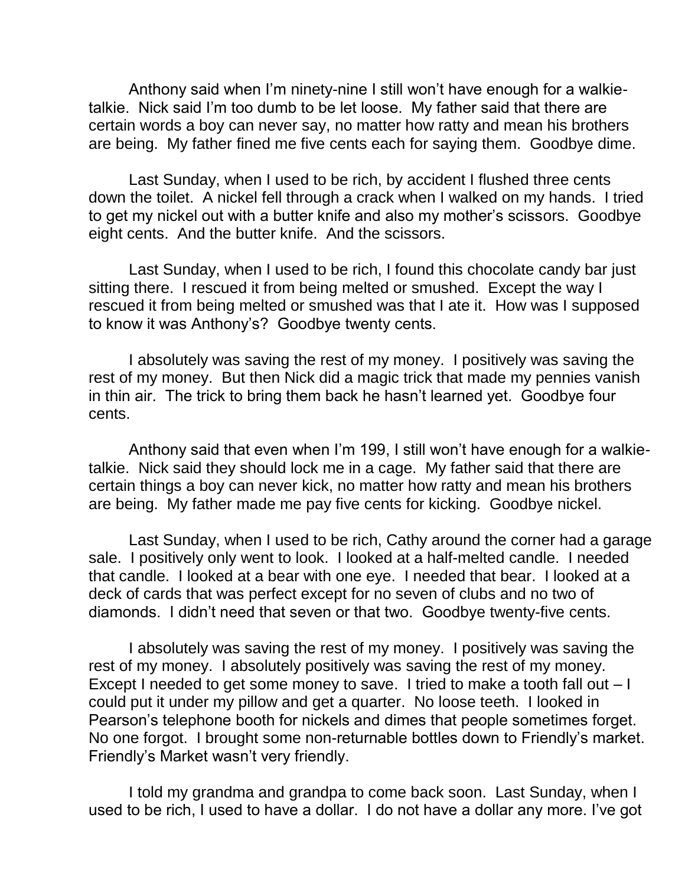Anthony said when I'm ninety-nine I still won't have enough for a walkie-talkie. Nick said I'm too dumb to be let loose. My father said that there are certain words a boy can never say, no matter how ratty and mean his brothers are being. My father fined me five cents each for saying them. Goodbye dime.

Last Sunday, when I used to be rich, by accident I flushed three cents down the toilet. A nickel fell through a crack when I walked on my hands. I tried to get my nickel out with a butter knife and also my mother's scissors. Goodbye eight cents. And the butter knife. And the scissors.

Last Sunday, when I used to be rich, I found this chocolate candy bar just sitting there. I rescued it from being melted or smushed. Except the way I rescued it from being melted or smushed was that I ate it. How was I supposed to know it was Anthony's? Goodbye twenty cents.

I absolutely was saving the rest of my money. I positively was saving the rest of my money. But then Nick did a magic trick that made my pennies vanish in thin air. The trick to bring them back he hasn't learned yet. Goodbye four cents.

Anthony said that even when I'm 199, I still won't have enough for a walkie-talkie. Nick said they should lock me in a cage. My father said that there are certain things a boy can never kick, no matter how ratty and mean his brothers are being. My father made me pay five cents for kicking. Goodbye nickel.

Last Sunday, when I used to be rich, Cathy around the corner had a garage sale. I positively only went to look. I looked at a half-melted candle. I needed that candle. I looked at a bear with one eye. I needed that bear. I looked at a deck of cards that was perfect except for no seven of clubs and no two of diamonds. I didn't need that seven or that two. Goodbye twenty-five cents.

I absolutely was saving the rest of my money. I positively was saving the rest of my money. I absolutely positively was saving the rest of my money. Except I needed to get some money to save. I tried to make a tooth fall out – I could put it under my pillow and get a quarter. No loose teeth. I looked in Pearson's telephone booth for nickels and dimes that people sometimes forget. No one forgot. I brought some non-returnable bottles down to Friendly's market. Friendly's Market wasn't very friendly.

I told my grandma and grandpa to come back soon. Last Sunday, when I used to be rich, I used to have a dollar. I do not have a dollar any more. I've got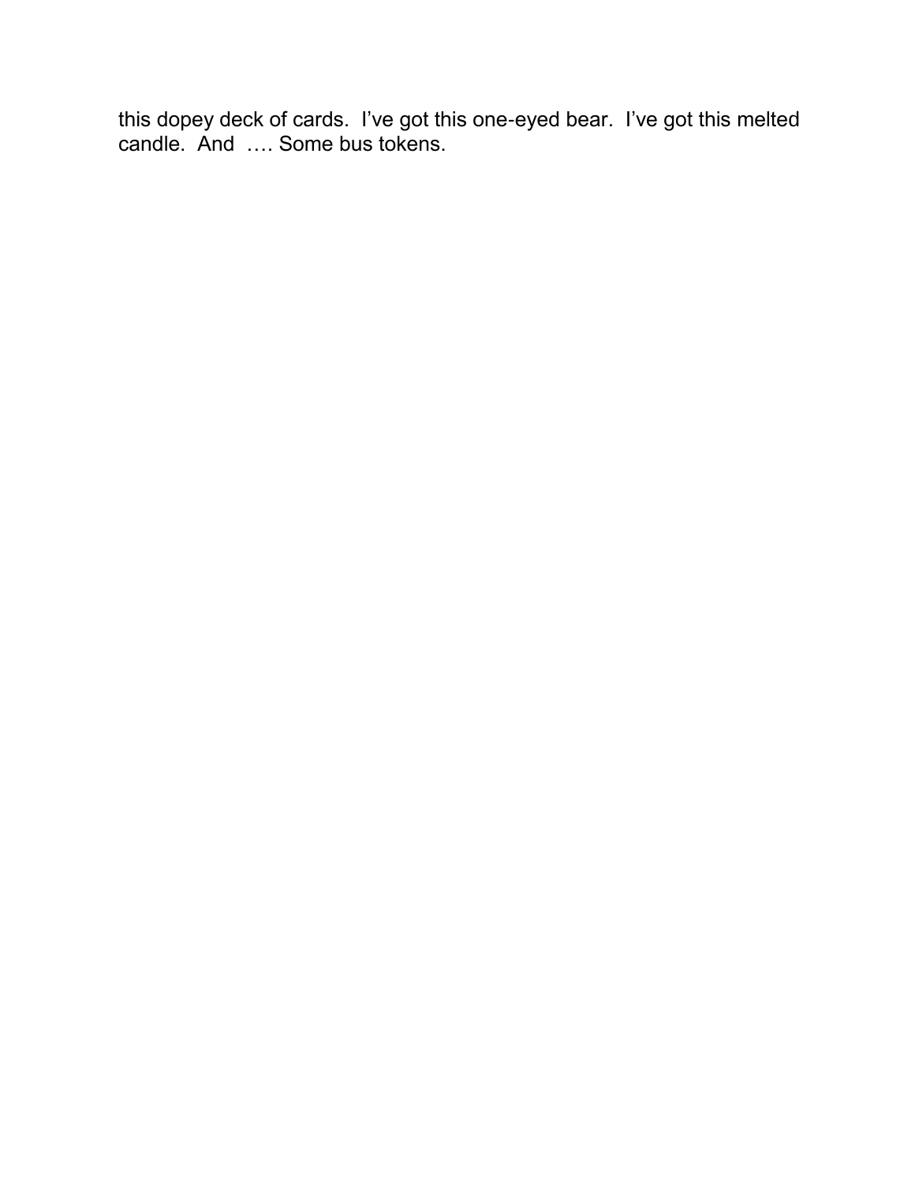this dopey deck of cards.  I've got this one-eyed bear.  I've got this melted candle.  And  …. Some bus tokens.